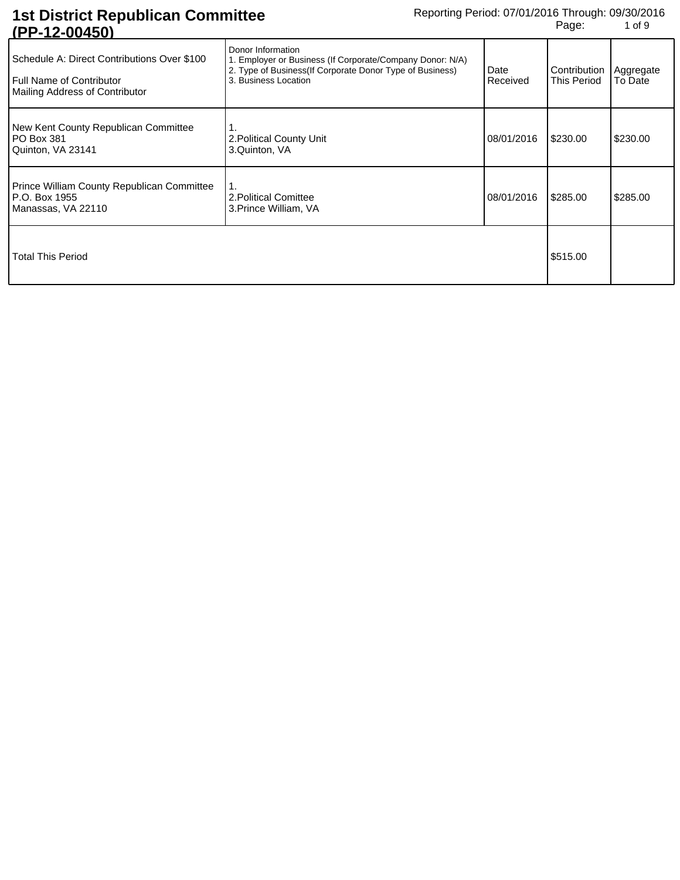# 1st District Republican Committee (PP-12-00450)

Reporting Period: 07/01/2016 Through: 09/30/2016

| Schedule A: Direct Contributions Over $100<br>Full Name of Contributor<br>Mailing Address of Contributor | Donor Information<br>1. Employer or Business (If Corporate/Company Donor: N/A)<br>2. Type of Business(If Corporate Donor Type of Business)<br>3. Business Location | Date Received | Contribution This Period | Aggregate To Date |
|---|---|---|---|---|
| New Kent County Republican Committee<br>PO Box 381<br>Quinton, VA 23141 | 1.<br>2.Political County Unit<br>3.Quinton, VA | 08/01/2016 | $230.00 | $230.00 |
| Prince William County Republican Committee<br>P.O. Box 1955<br>Manassas, VA 22110 | 1.<br>2.Political Comittee<br>3.Prince William, VA | 08/01/2016 | $285.00 | $285.00 |
| Total This Period | | | $515.00 | |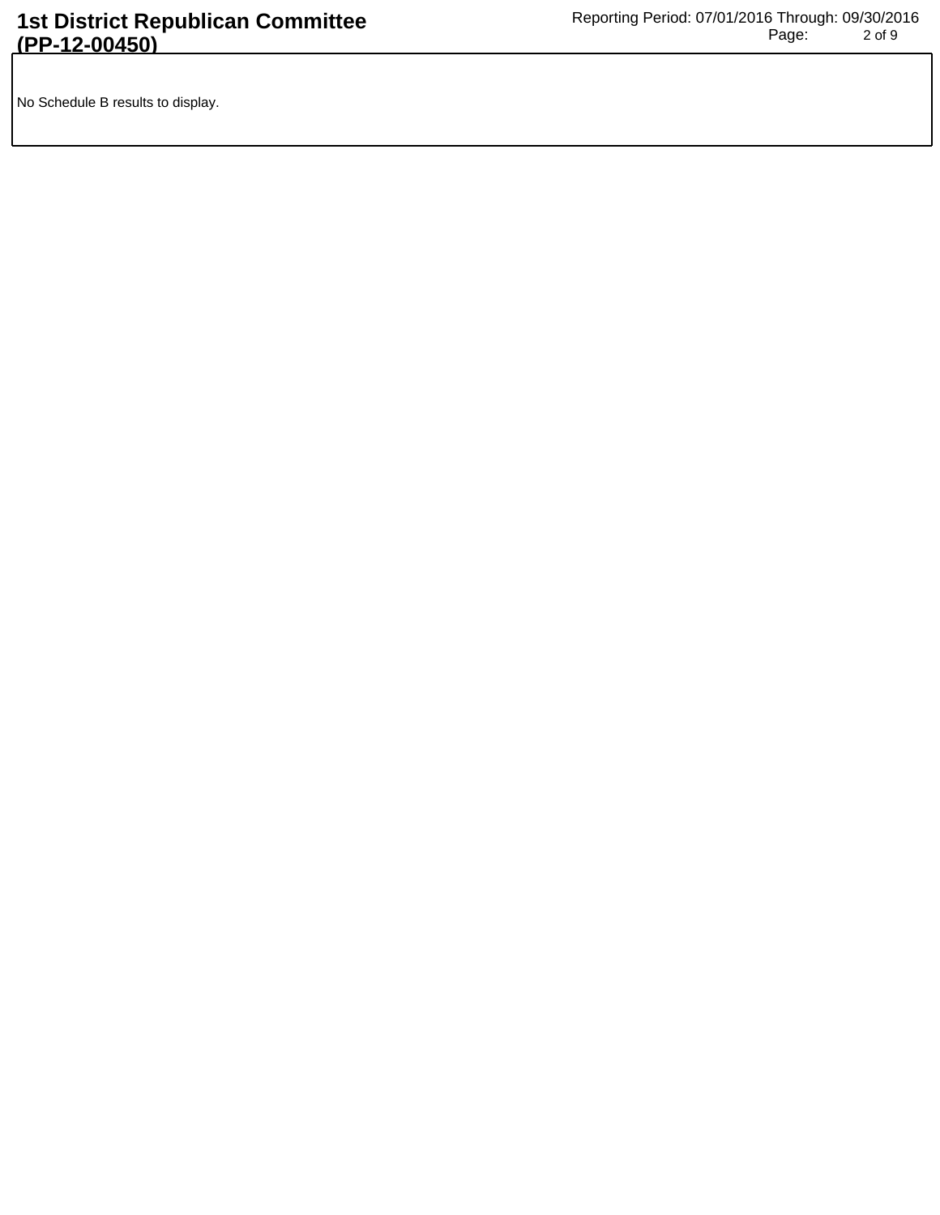No Schedule B results to display.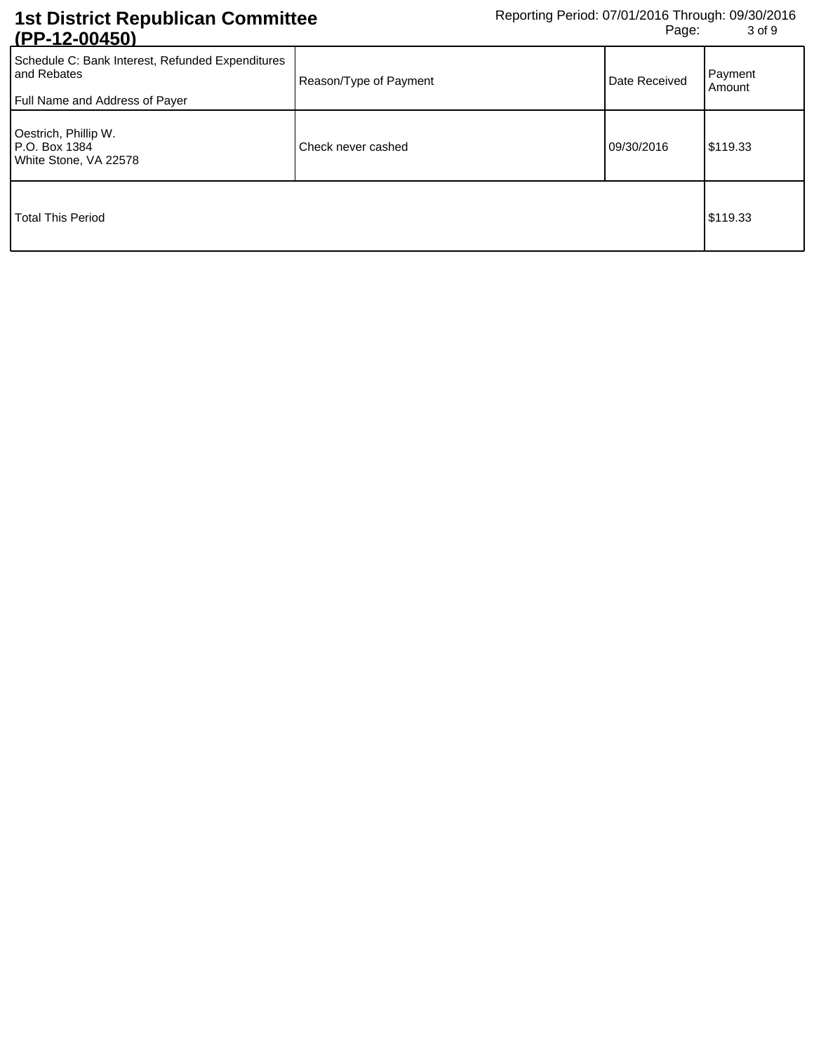# 1st District Republican Committee (PP-12-00450)

Reporting Period: 07/01/2016 Through: 09/30/2016

| Schedule C: Bank Interest, Refunded Expenditures and Rebates<br><br>Full Name and Address of Payer | Reason/Type of Payment | Date Received | Payment Amount |
|---|---|---|---|
| Oestrich, Phillip W.<br>P.O. Box 1384<br>White Stone, VA 22578 | Check never cashed | 09/30/2016 | $119.33 |
| Total This Period | | | $119.33 |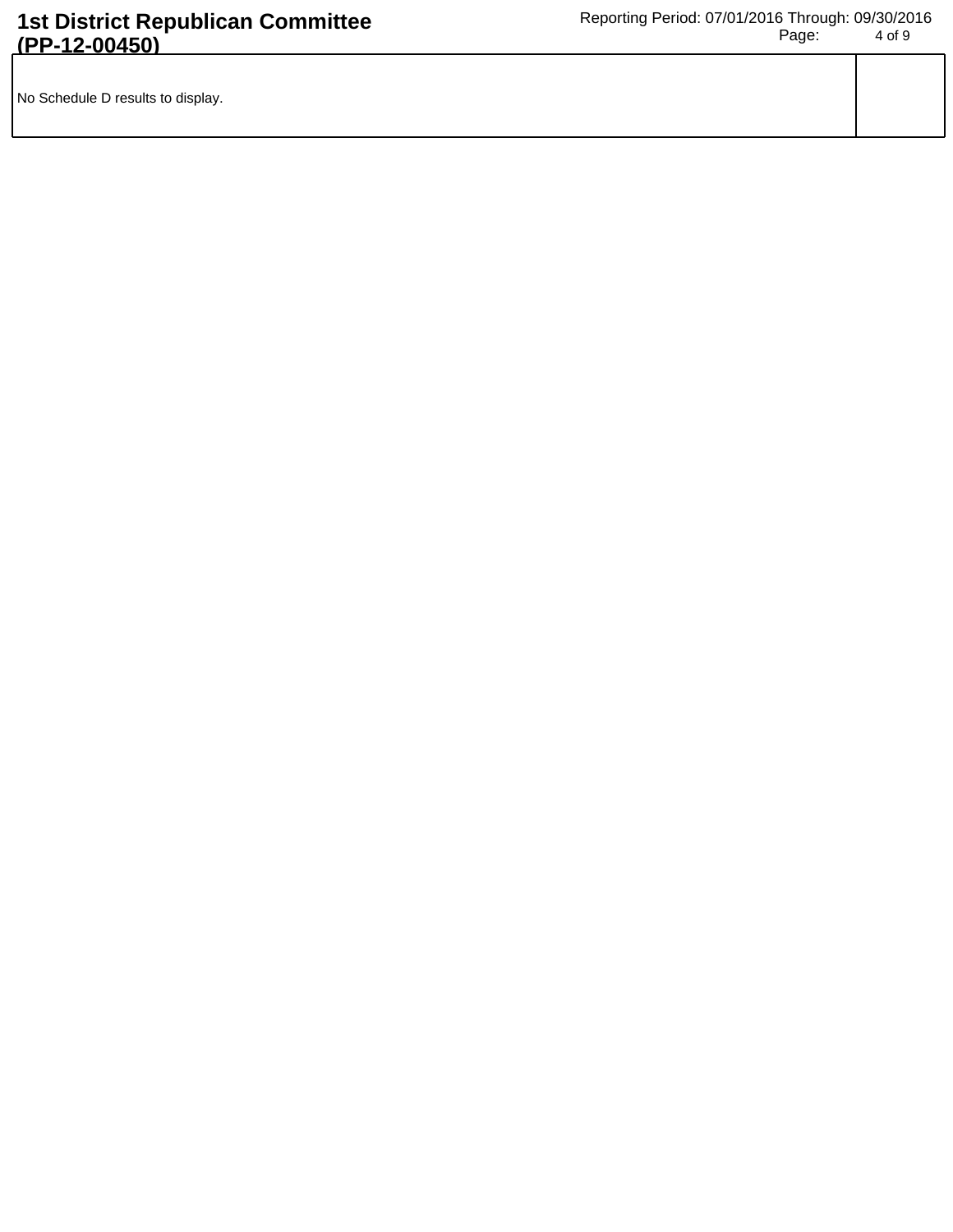| No Schedule D results to display. | |
|---|---|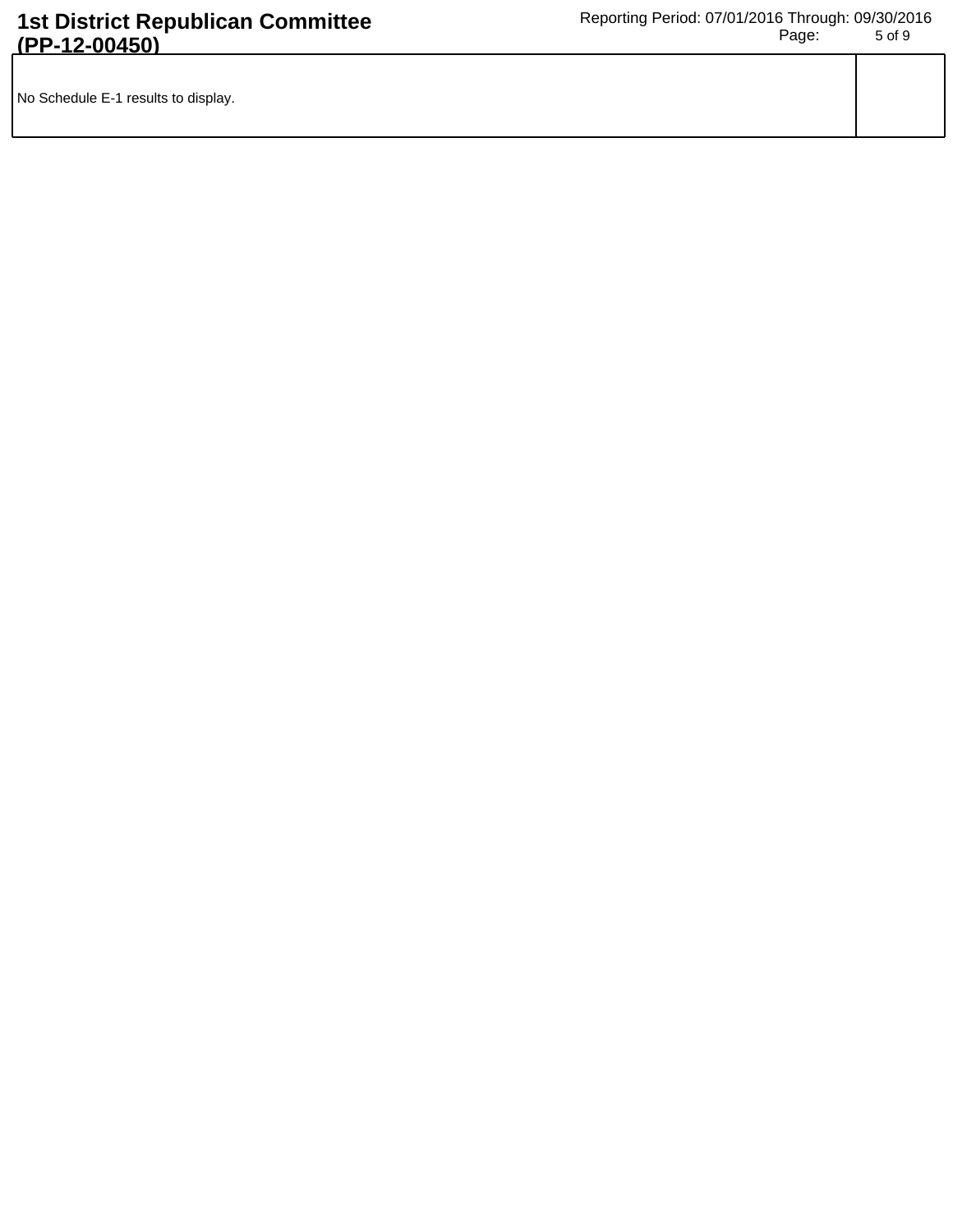| No Schedule E-1 results to display. | |
| --- | --- |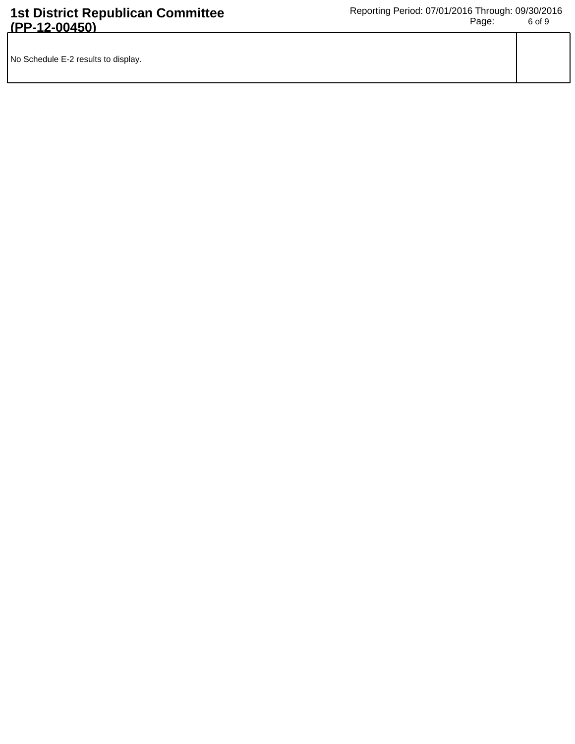No Schedule E-2 results to display.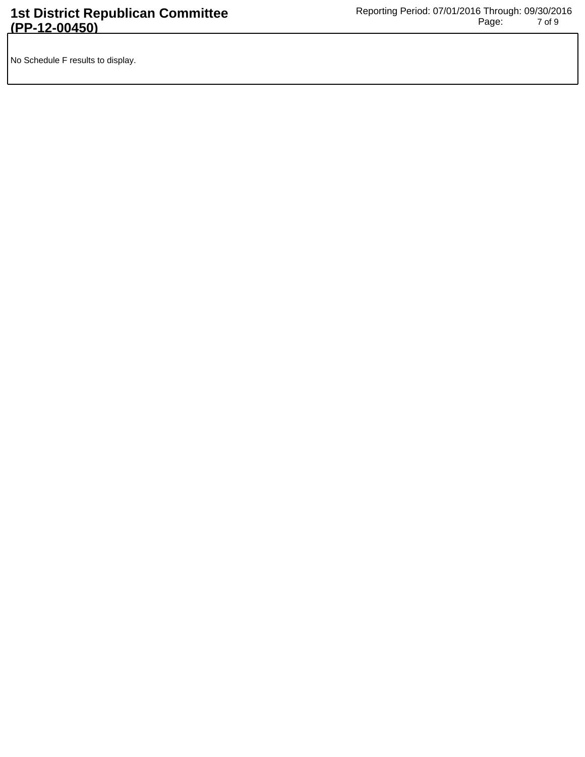No Schedule F results to display.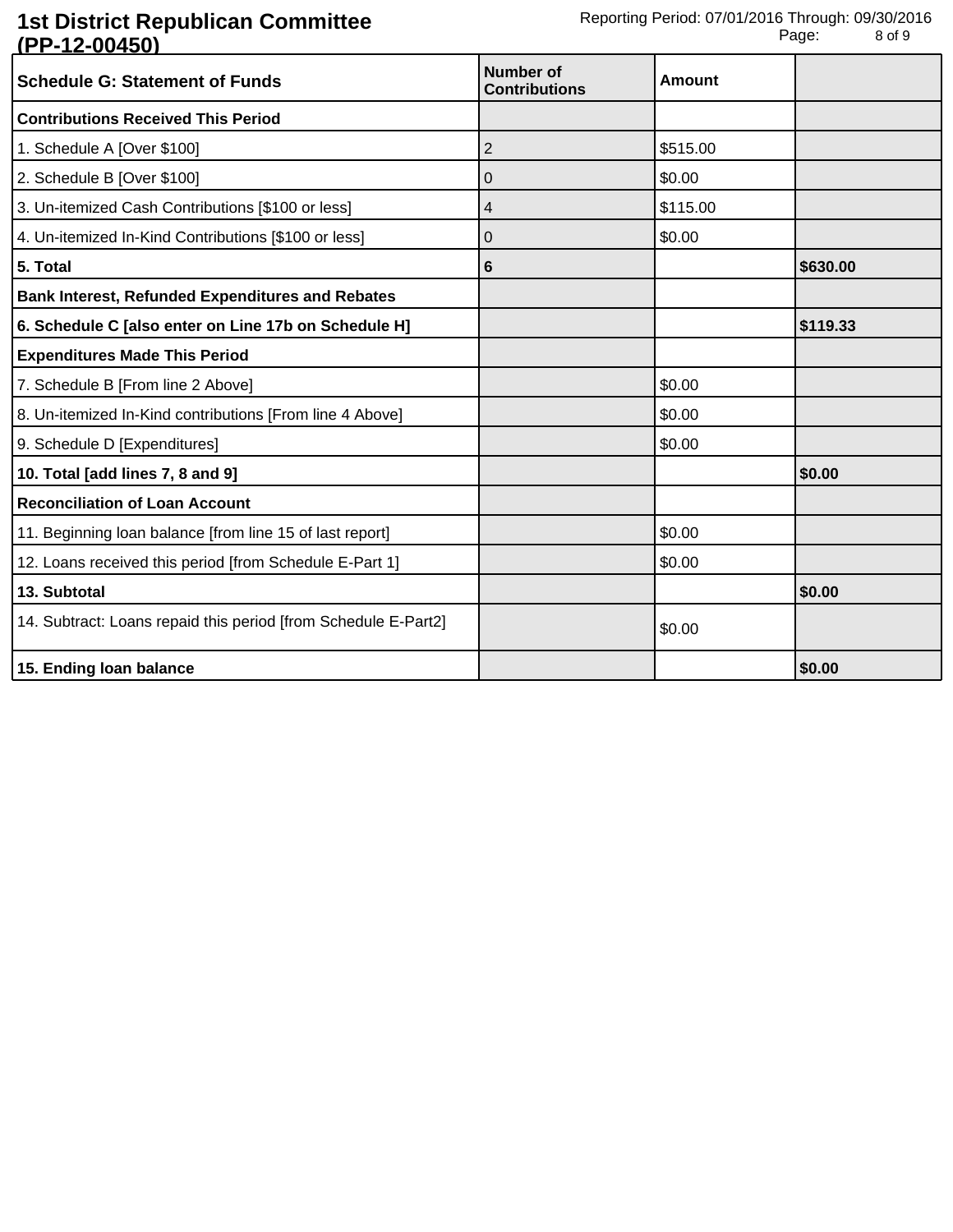# 1st District Republican Committee (PP-12-00450)

Reporting Period: 07/01/2016 Through: 09/30/2016

| Schedule G: Statement of Funds | Number of Contributions | Amount | |
|---|---|---|---|
| **Contributions Received This Period** | | | |
| 1. Schedule A [Over $100] | 2 | $515.00 | |
| 2. Schedule B [Over $100] | 0 | $0.00 | |
| 3. Un-itemized Cash Contributions [$100 or less] | 4 | $115.00 | |
| 4. Un-itemized In-Kind Contributions [$100 or less] | 0 | $0.00 | |
| **5. Total** | **6** | | **$630.00** |
| **Bank Interest, Refunded Expenditures and Rebates** | | | |
| **6. Schedule C [also enter on Line 17b on Schedule H]** | | | **$119.33** |
| **Expenditures Made This Period** | | | |
| 7. Schedule B [From line 2 Above] | | $0.00 | |
| 8. Un-itemized In-Kind contributions [From line 4 Above] | | $0.00 | |
| 9. Schedule D [Expenditures] | | $0.00 | |
| **10. Total [add lines 7, 8 and 9]** | | | **$0.00** |
| **Reconciliation of Loan Account** | | | |
| 11. Beginning loan balance [from line 15 of last report] | | $0.00 | |
| 12. Loans received this period [from Schedule E-Part 1] | | $0.00 | |
| **13. Subtotal** | | | **$0.00** |
| 14. Subtract: Loans repaid this period [from Schedule E-Part2] | | $0.00 | |
| **15. Ending loan balance** | | | **$0.00** |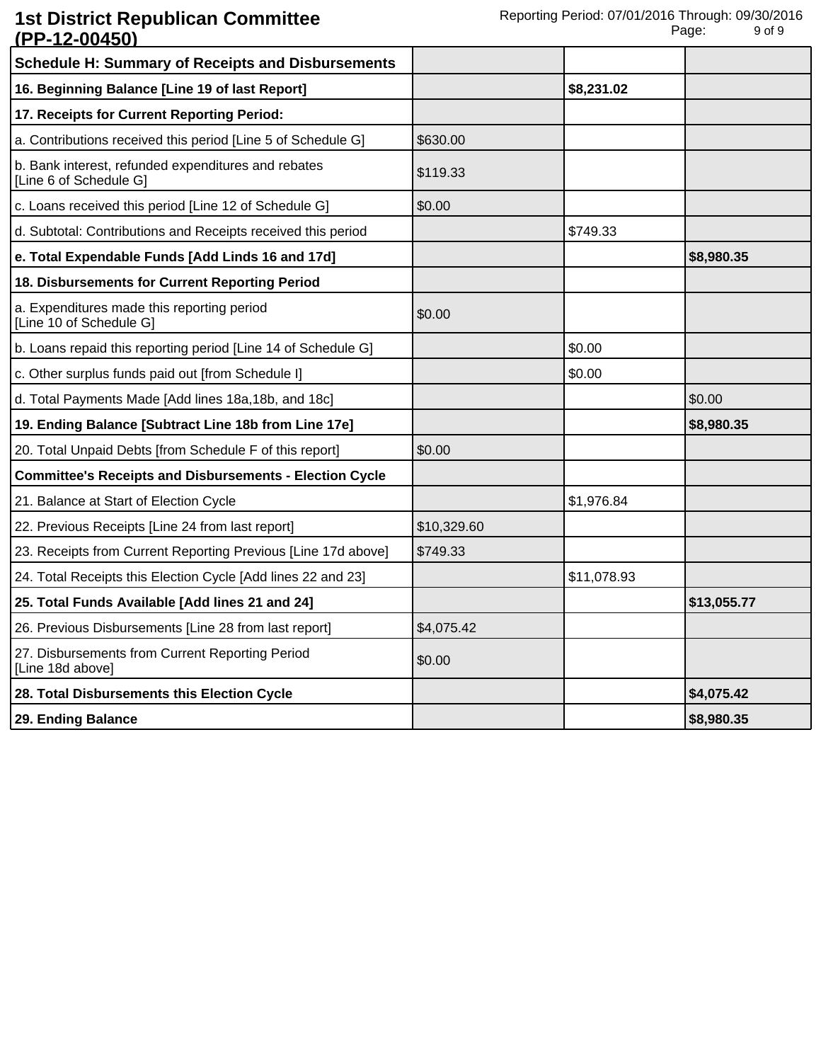# 1st District Republican Committee (PP-12-00450)

Reporting Period: 07/01/2016 Through: 09/30/2016

| **Schedule H: Summary of Receipts and Disbursements** | | | |
|---|---|---|---|
| **16. Beginning Balance [Line 19 of last Report]** | | **$8,231.02** | |
| **17. Receipts for Current Reporting Period:** | | | |
| a. Contributions received this period [Line 5 of Schedule G] | $630.00 | | |
| b. Bank interest, refunded expenditures and rebates [Line 6 of Schedule G] | $119.33 | | |
| c. Loans received this period [Line 12 of Schedule G] | $0.00 | | |
| d. Subtotal: Contributions and Receipts received this period | | $749.33 | |
| **e. Total Expendable Funds [Add Linds 16 and 17d]** | | | **$8,980.35** |
| **18. Disbursements for Current Reporting Period** | | | |
| a. Expenditures made this reporting period [Line 10 of Schedule G] | $0.00 | | |
| b. Loans repaid this reporting period [Line 14 of Schedule G] | | $0.00 | |
| c. Other surplus funds paid out [from Schedule I] | | $0.00 | |
| d. Total Payments Made [Add lines 18a,18b, and 18c] | | | $0.00 |
| **19. Ending Balance [Subtract Line 18b from Line 17e]** | | | **$8,980.35** |
| 20. Total Unpaid Debts [from Schedule F of this report] | $0.00 | | |
| **Committee's Receipts and Disbursements - Election Cycle** | | | |
| 21. Balance at Start of Election Cycle | | $1,976.84 | |
| 22. Previous Receipts [Line 24 from last report] | $10,329.60 | | |
| 23. Receipts from Current Reporting Previous [Line 17d above] | $749.33 | | |
| 24. Total Receipts this Election Cycle [Add lines 22 and 23] | | $11,078.93 | |
| **25. Total Funds Available [Add lines 21 and 24]** | | | **$13,055.77** |
| 26. Previous Disbursements [Line 28 from last report] | $4,075.42 | | |
| 27. Disbursements from Current Reporting Period [Line 18d above] | $0.00 | | |
| **28. Total Disbursements this Election Cycle** | | | **$4,075.42** |
| **29. Ending Balance** | | | **$8,980.35** |